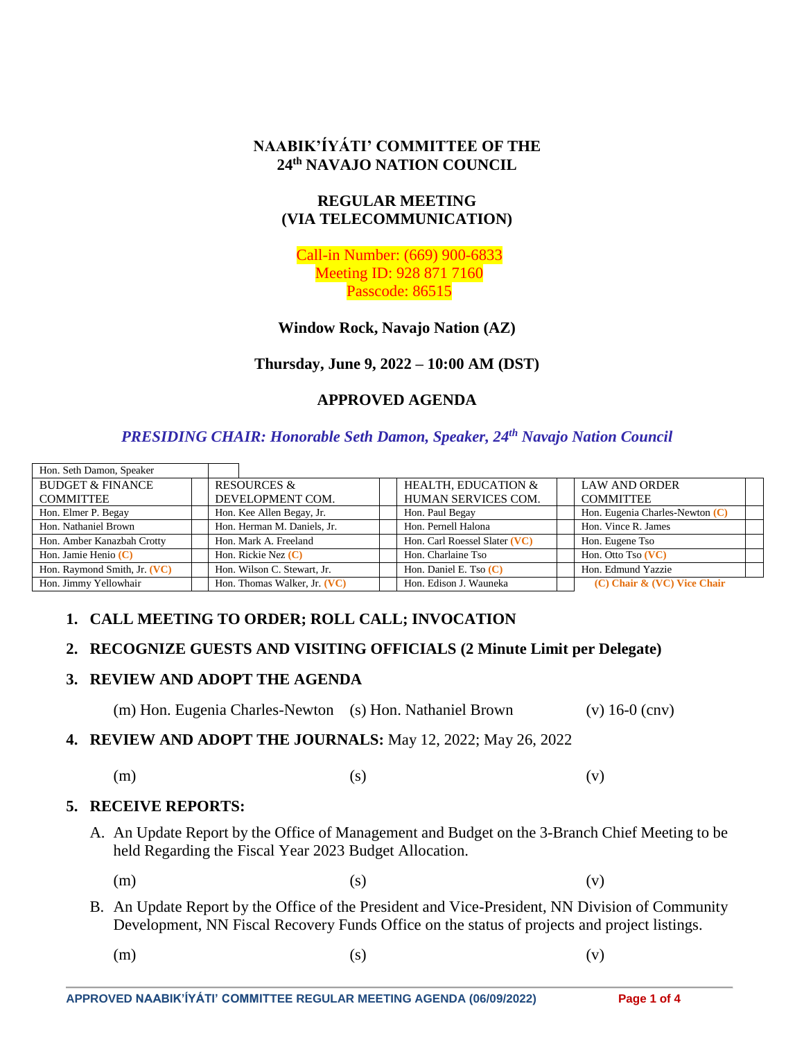# NAABIK'ÍYÁTI' COMMITTEE OF THE 24th NAVAJO NATION COUNCIL

## REGULAR MEETING (VIA TELECOMMUNICATION)

Call-in Number: (669) 900-6833
Meeting ID: 928 871 7160
Passcode: 86515

**Window Rock, Navajo Nation (AZ)**

**Thursday, June 9, 2022 – 10:00 AM (DST)**

## APPROVED AGENDA

***PRESIDING CHAIR: Honorable Seth Damon, Speaker, 24th Navajo Nation Council***

| Hon. Seth Damon, Speaker | | | | | | | |
|---|---|---|---|---|---|---|---|
| BUDGET & FINANCE COMMITTEE | | RESOURCES & DEVELOPMENT COM. | | HEALTH, EDUCATION & HUMAN SERVICES COM. | | LAW AND ORDER COMMITTEE | |
| Hon. Elmer P. Begay | | Hon. Kee Allen Begay, Jr. | | Hon. Paul Begay | | Hon. Eugenia Charles-Newton (C) | |
| Hon. Nathaniel Brown | | Hon. Herman M. Daniels, Jr. | | Hon. Pernell Halona | | Hon. Vince R. James | |
| Hon. Amber Kanazbah Crotty | | Hon. Mark A. Freeland | | Hon. Carl Roessel Slater (VC) | | Hon. Eugene Tso | |
| Hon. Jamie Henio (C) | | Hon. Rickie Nez (C) | | Hon. Charlaine Tso | | Hon. Otto Tso (VC) | |
| Hon. Raymond Smith, Jr. (VC) | | Hon. Wilson C. Stewart, Jr. | | Hon. Daniel E. Tso (C) | | Hon. Edmund Yazzie | |
| Hon. Jimmy Yellowhair | | Hon. Thomas Walker, Jr. (VC) | | Hon. Edison J. Wauneka | | (C) Chair & (VC) Vice Chair | |

1. **CALL MEETING TO ORDER; ROLL CALL; INVOCATION**

2. **RECOGNIZE GUESTS AND VISITING OFFICIALS (2 Minute Limit per Delegate)**

3. **REVIEW AND ADOPT THE AGENDA**

   (m) Hon. Eugenia Charles-Newton (s) Hon. Nathaniel Brown (v) 16-0 (cnv)

4. **REVIEW AND ADOPT THE JOURNALS:** May 12, 2022; May 26, 2022

   (m) (s) (v)

5. **RECEIVE REPORTS:**

   A. An Update Report by the Office of Management and Budget on the 3-Branch Chief Meeting to be held Regarding the Fiscal Year 2023 Budget Allocation.

   (m) (s) (v)

   B. An Update Report by the Office of the President and Vice-President, NN Division of Community Development, NN Fiscal Recovery Funds Office on the status of projects and project listings.

   (m) (s) (v)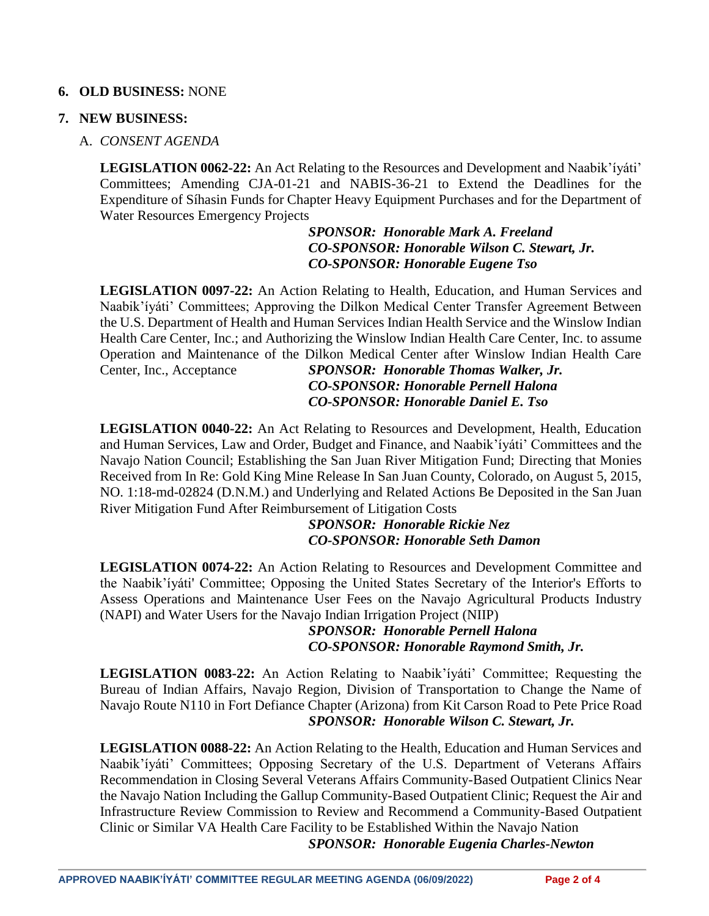6. **OLD BUSINESS:** NONE

7. **NEW BUSINESS:**

   A. *CONSENT AGENDA*

**LEGISLATION 0062-22:** An Act Relating to the Resources and Development and Naabik'íyáti' Committees; Amending CJA-01-21 and NABIS-36-21 to Extend the Deadlines for the Expenditure of Síhasin Funds for Chapter Heavy Equipment Purchases and for the Department of Water Resources Emergency Projects

***SPONSOR: Honorable Mark A. Freeland***
***CO-SPONSOR: Honorable Wilson C. Stewart, Jr.***
***CO-SPONSOR: Honorable Eugene Tso***

**LEGISLATION 0097-22:** An Action Relating to Health, Education, and Human Services and Naabik'íyáti' Committees; Approving the Dilkon Medical Center Transfer Agreement Between the U.S. Department of Health and Human Services Indian Health Service and the Winslow Indian Health Care Center, Inc.; and Authorizing the Winslow Indian Health Care Center, Inc. to assume Operation and Maintenance of the Dilkon Medical Center after Winslow Indian Health Care Center, Inc., Acceptance

***SPONSOR: Honorable Thomas Walker, Jr.***
***CO-SPONSOR: Honorable Pernell Halona***
***CO-SPONSOR: Honorable Daniel E. Tso***

**LEGISLATION 0040-22:** An Act Relating to Resources and Development, Health, Education and Human Services, Law and Order, Budget and Finance, and Naabik'íyáti' Committees and the Navajo Nation Council; Establishing the San Juan River Mitigation Fund; Directing that Monies Received from In Re: Gold King Mine Release In San Juan County, Colorado, on August 5, 2015, NO. 1:18-md-02824 (D.N.M.) and Underlying and Related Actions Be Deposited in the San Juan River Mitigation Fund After Reimbursement of Litigation Costs

***SPONSOR: Honorable Rickie Nez***
***CO-SPONSOR: Honorable Seth Damon***

**LEGISLATION 0074-22:** An Action Relating to Resources and Development Committee and the Naabik'íyáti' Committee; Opposing the United States Secretary of the Interior's Efforts to Assess Operations and Maintenance User Fees on the Navajo Agricultural Products Industry (NAPI) and Water Users for the Navajo Indian Irrigation Project (NIIP)

***SPONSOR: Honorable Pernell Halona***
***CO-SPONSOR: Honorable Raymond Smith, Jr.***

**LEGISLATION 0083-22:** An Action Relating to Naabik'íyáti' Committee; Requesting the Bureau of Indian Affairs, Navajo Region, Division of Transportation to Change the Name of Navajo Route N110 in Fort Defiance Chapter (Arizona) from Kit Carson Road to Pete Price Road

***SPONSOR: Honorable Wilson C. Stewart, Jr.***

**LEGISLATION 0088-22:** An Action Relating to the Health, Education and Human Services and Naabik'íyáti' Committees; Opposing Secretary of the U.S. Department of Veterans Affairs Recommendation in Closing Several Veterans Affairs Community-Based Outpatient Clinics Near the Navajo Nation Including the Gallup Community-Based Outpatient Clinic; Request the Air and Infrastructure Review Commission to Review and Recommend a Community-Based Outpatient Clinic or Similar VA Health Care Facility to be Established Within the Navajo Nation

***SPONSOR: Honorable Eugenia Charles-Newton***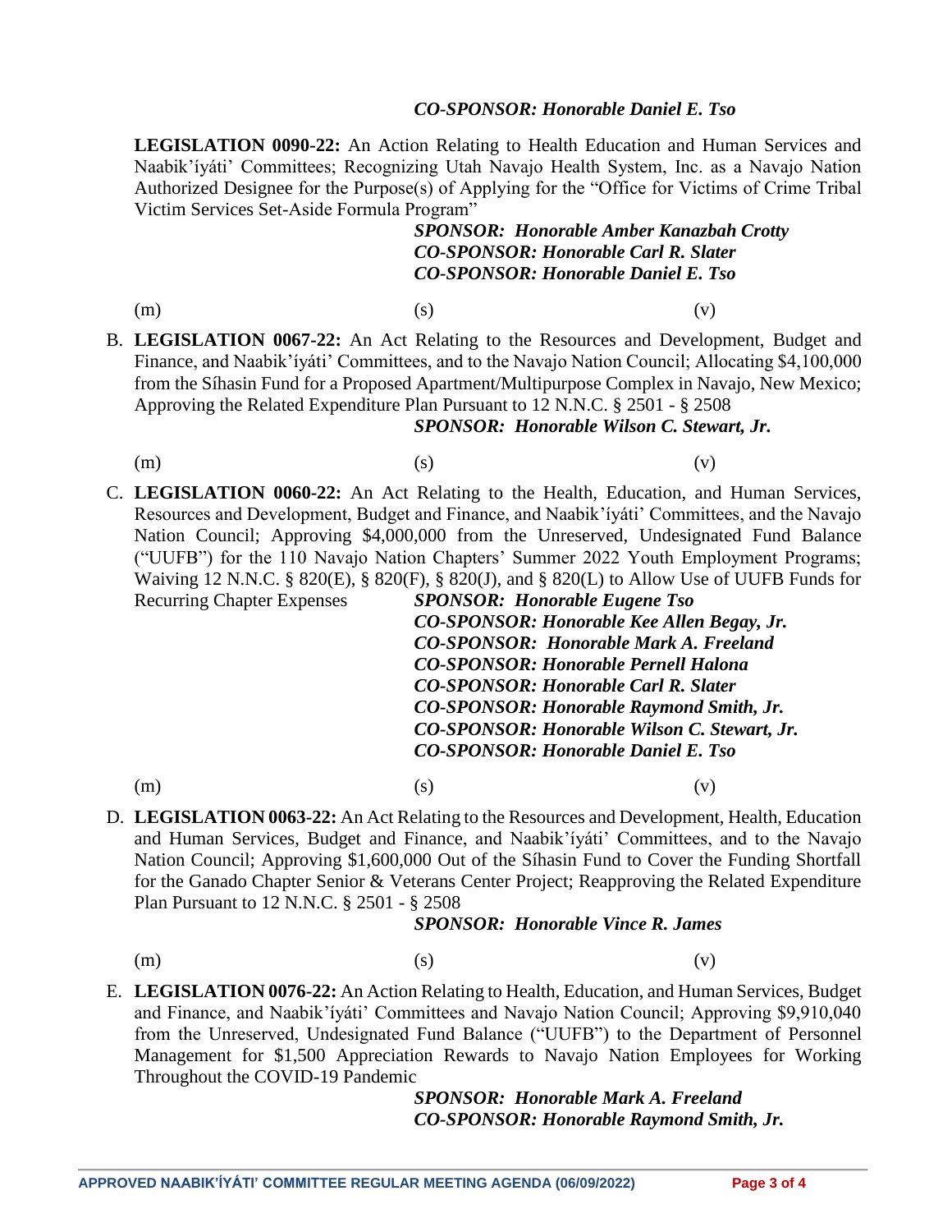*CO-SPONSOR: Honorable Daniel E. Tso*

**LEGISLATION 0090-22:** An Action Relating to Health Education and Human Services and Naabik'íyáti' Committees; Recognizing Utah Navajo Health System, Inc. as a Navajo Nation Authorized Designee for the Purpose(s) of Applying for the "Office for Victims of Crime Tribal Victim Services Set-Aside Formula Program"

*SPONSOR: Honorable Amber Kanazbah Crotty*
*CO-SPONSOR: Honorable Carl R. Slater*
*CO-SPONSOR: Honorable Daniel E. Tso*

(m) (s) (v)

B. **LEGISLATION 0067-22:** An Act Relating to the Resources and Development, Budget and Finance, and Naabik'íyáti' Committees, and to the Navajo Nation Council; Allocating $4,100,000 from the Síhasin Fund for a Proposed Apartment/Multipurpose Complex in Navajo, New Mexico; Approving the Related Expenditure Plan Pursuant to 12 N.N.C. § 2501 - § 2508

*SPONSOR: Honorable Wilson C. Stewart, Jr.*

(m) (s) (v)

C. **LEGISLATION 0060-22:** An Act Relating to the Health, Education, and Human Services, Resources and Development, Budget and Finance, and Naabik'íyáti' Committees, and the Navajo Nation Council; Approving $4,000,000 from the Unreserved, Undesignated Fund Balance ("UUFB") for the 110 Navajo Nation Chapters' Summer 2022 Youth Employment Programs; Waiving 12 N.N.C. § 820(E), § 820(F), § 820(J), and § 820(L) to Allow Use of UUFB Funds for Recurring Chapter Expenses

*SPONSOR: Honorable Eugene Tso*
*CO-SPONSOR: Honorable Kee Allen Begay, Jr.*
*CO-SPONSOR: Honorable Mark A. Freeland*
*CO-SPONSOR: Honorable Pernell Halona*
*CO-SPONSOR: Honorable Carl R. Slater*
*CO-SPONSOR: Honorable Raymond Smith, Jr.*
*CO-SPONSOR: Honorable Wilson C. Stewart, Jr.*
*CO-SPONSOR: Honorable Daniel E. Tso*

(m) (s) (v)

D. **LEGISLATION 0063-22:** An Act Relating to the Resources and Development, Health, Education and Human Services, Budget and Finance, and Naabik'íyáti' Committees, and to the Navajo Nation Council; Approving $1,600,000 Out of the Síhasin Fund to Cover the Funding Shortfall for the Ganado Chapter Senior & Veterans Center Project; Reapproving the Related Expenditure Plan Pursuant to 12 N.N.C. § 2501 - § 2508

*SPONSOR: Honorable Vince R. James*

(m) (s) (v)

E. **LEGISLATION 0076-22:** An Action Relating to Health, Education, and Human Services, Budget and Finance, and Naabik'íyáti' Committees and Navajo Nation Council; Approving $9,910,040 from the Unreserved, Undesignated Fund Balance ("UUFB") to the Department of Personnel Management for $1,500 Appreciation Rewards to Navajo Nation Employees for Working Throughout the COVID-19 Pandemic

*SPONSOR: Honorable Mark A. Freeland*
*CO-SPONSOR: Honorable Raymond Smith, Jr.*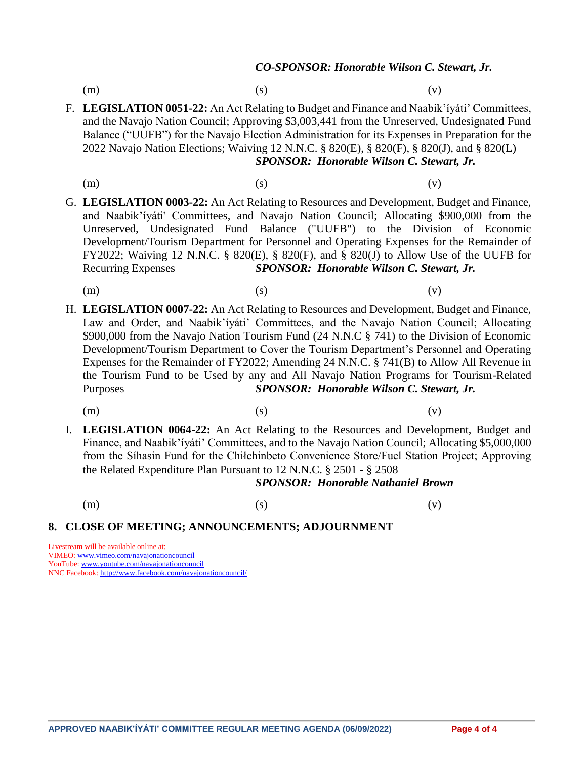***CO-SPONSOR: Honorable Wilson C. Stewart, Jr.***

(m) (s) (v)

F. **LEGISLATION 0051-22:** An Act Relating to Budget and Finance and Naabik'íyáti' Committees, and the Navajo Nation Council; Approving $3,003,441 from the Unreserved, Undesignated Fund Balance ("UUFB") for the Navajo Election Administration for its Expenses in Preparation for the 2022 Navajo Nation Elections; Waiving 12 N.N.C. § 820(E), § 820(F), § 820(J), and § 820(L)
***SPONSOR: Honorable Wilson C. Stewart, Jr.***

(m) (s) (v)

G. **LEGISLATION 0003-22:** An Act Relating to Resources and Development, Budget and Finance, and Naabik'íyáti' Committees, and Navajo Nation Council; Allocating $900,000 from the Unreserved, Undesignated Fund Balance ("UUFB") to the Division of Economic Development/Tourism Department for Personnel and Operating Expenses for the Remainder of FY2022; Waiving 12 N.N.C. § 820(E), § 820(F), and § 820(J) to Allow Use of the UUFB for Recurring Expenses ***SPONSOR: Honorable Wilson C. Stewart, Jr.***

(m) (s) (v)

H. **LEGISLATION 0007-22:** An Act Relating to Resources and Development, Budget and Finance, Law and Order, and Naabik'íyáti' Committees, and the Navajo Nation Council; Allocating $900,000 from the Navajo Nation Tourism Fund (24 N.N.C § 741) to the Division of Economic Development/Tourism Department to Cover the Tourism Department's Personnel and Operating Expenses for the Remainder of FY2022; Amending 24 N.N.C. § 741(B) to Allow All Revenue in the Tourism Fund to be Used by any and All Navajo Nation Programs for Tourism-Related Purposes ***SPONSOR: Honorable Wilson C. Stewart, Jr.***

(m) (s) (v)

I. **LEGISLATION 0064-22:** An Act Relating to the Resources and Development, Budget and Finance, and Naabik'íyáti' Committees, and to the Navajo Nation Council; Allocating $5,000,000 from the Síhasin Fund for the Chiłchinbeto Convenience Store/Fuel Station Project; Approving the Related Expenditure Plan Pursuant to 12 N.N.C. § 2501 - § 2508
***SPONSOR: Honorable Nathaniel Brown***

(m) (s) (v)

## 8. CLOSE OF MEETING; ANNOUNCEMENTS; ADJOURNMENT

Livestream will be available online at:
VIMEO: www.vimeo.com/navajonationcouncil
YouTube: www.youtube.com/navajonationcouncil
NNC Facebook: http://www.facebook.com/navajonationcouncil/